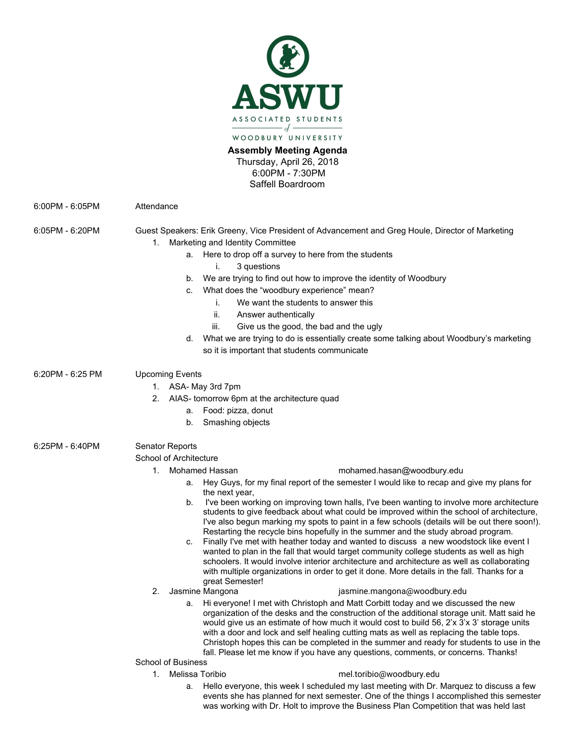ASWU

ASSOCIATED STUDENTS of WOODBURY UNIVERSITY

**Assembly Meeting Agenda**
Thursday, April 26, 2018
6:00PM - 7:30PM
Saffell Boardroom

6:00PM - 6:05PM Attendance

6:05PM - 6:20PM Guest Speakers: Erik Greeny, Vice President of Advancement and Greg Houle, Director of Marketing

1. Marketing and Identity Committee
    a. Here to drop off a survey to here from the students
        i. 3 questions
    b. We are trying to find out how to improve the identity of Woodbury
    c. What does the "woodbury experience" mean?
        i. We want the students to answer this
        ii. Answer authentically
        iii. Give us the good, the bad and the ugly
    d. What we are trying to do is essentially create some talking about Woodbury's marketing so it is important that students communicate

6:20PM - 6:25 PM Upcoming Events

1. ASA- May 3rd 7pm
2. AIAS- tomorrow 6pm at the architecture quad
    a. Food: pizza, donut
    b. Smashing objects

6:25PM - 6:40PM Senator Reports

School of Architecture

1. Mohamed Hassan mohamed.hasan@woodbury.edu
    a. Hey Guys, for my final report of the semester I would like to recap and give my plans for the next year,
    b. I've been working on improving town halls, I've been wanting to involve more architecture students to give feedback about what could be improved within the school of architecture, I've also begun marking my spots to paint in a few schools (details will be out there soon!). Restarting the recycle bins hopefully in the summer and the study abroad program.
    c. Finally I've met with heather today and wanted to discuss a new woodstock like event I wanted to plan in the fall that would target community college students as well as high schoolers. It would involve interior architecture and architecture as well as collaborating with multiple organizations in order to get it done. More details in the fall. Thanks for a great Semester!
2. Jasmine Mangona jasmine.mangona@woodbury.edu
    a. Hi everyone! I met with Christoph and Matt Corbitt today and we discussed the new organization of the desks and the construction of the additional storage unit. Matt said he would give us an estimate of how much it would cost to build 56, 2'x 3'x 3' storage units with a door and lock and self healing cutting mats as well as replacing the table tops. Christoph hopes this can be completed in the summer and ready for students to use in the fall. Please let me know if you have any questions, comments, or concerns. Thanks!

School of Business

1. Melissa Toribio mel.toribio@woodbury.edu
    a. Hello everyone, this week I scheduled my last meeting with Dr. Marquez to discuss a few events she has planned for next semester. One of the things I accomplished this semester was working with Dr. Holt to improve the Business Plan Competition that was held last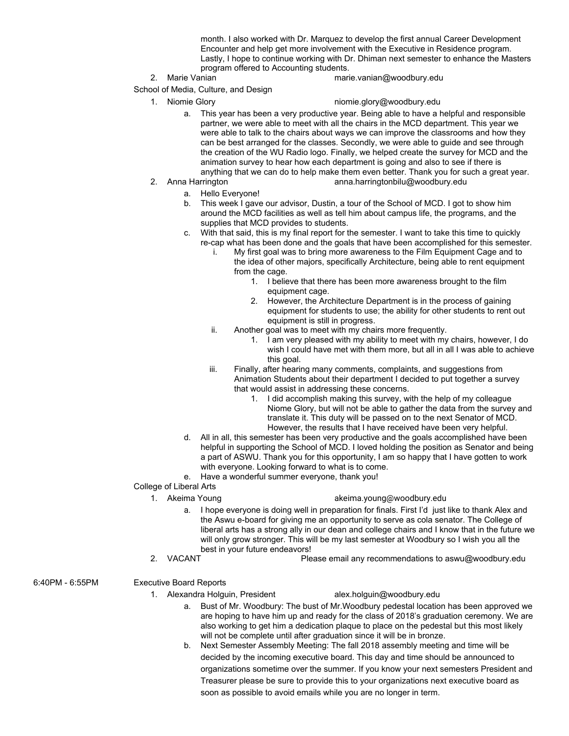month. I also worked with Dr. Marquez to develop the first annual Career Development Encounter and help get more involvement with the Executive in Residence program. Lastly, I hope to continue working with Dr. Dhiman next semester to enhance the Masters program offered to Accounting students.

2. Marie Vanian marie.vanian@woodbury.edu

School of Media, Culture, and Design

1. Niomie Glory niomie.glory@woodbury.edu
   a. This year has been a very productive year. Being able to have a helpful and responsible partner, we were able to meet with all the chairs in the MCD department. This year we were able to talk to the chairs about ways we can improve the classrooms and how they can be best arranged for the classes. Secondly, we were able to guide and see through the creation of the WU Radio logo. Finally, we helped create the survey for MCD and the animation survey to hear how each department is going and also to see if there is anything that we can do to help make them even better. Thank you for such a great year.
2. Anna Harrington anna.harringtonbilu@woodbury.edu
   a. Hello Everyone!
   b. This week I gave our advisor, Dustin, a tour of the School of MCD. I got to show him around the MCD facilities as well as tell him about campus life, the programs, and the supplies that MCD provides to students.
   c. With that said, this is my final report for the semester. I want to take this time to quickly re-cap what has been done and the goals that have been accomplished for this semester.
      i. My first goal was to bring more awareness to the Film Equipment Cage and to the idea of other majors, specifically Architecture, being able to rent equipment from the cage.
         1. I believe that there has been more awareness brought to the film equipment cage.
         2. However, the Architecture Department is in the process of gaining equipment for students to use; the ability for other students to rent out equipment is still in progress.
      ii. Another goal was to meet with my chairs more frequently.
         1. I am very pleased with my ability to meet with my chairs, however, I do wish I could have met with them more, but all in all I was able to achieve this goal.
      iii. Finally, after hearing many comments, complaints, and suggestions from Animation Students about their department I decided to put together a survey that would assist in addressing these concerns.
         1. I did accomplish making this survey, with the help of my colleague Niome Glory, but will not be able to gather the data from the survey and translate it. This duty will be passed on to the next Senator of MCD. However, the results that I have received have been very helpful.
   d. All in all, this semester has been very productive and the goals accomplished have been helpful in supporting the School of MCD. I loved holding the position as Senator and being a part of ASWU. Thank you for this opportunity, I am so happy that I have gotten to work with everyone. Looking forward to what is to come.
   e. Have a wonderful summer everyone, thank you!

College of Liberal Arts

1. Akeima Young akeima.young@woodbury.edu
   a. I hope everyone is doing well in preparation for finals. First I'd just like to thank Alex and the Aswu e-board for giving me an opportunity to serve as cola senator. The College of liberal arts has a strong ally in our dean and college chairs and I know that in the future we will only grow stronger. This will be my last semester at Woodbury so I wish you all the best in your future endeavors!
2. VACANT Please email any recommendations to aswu@woodbury.edu

6:40PM - 6:55PM Executive Board Reports

1. Alexandra Holguin, President alex.holguin@woodbury.edu
   a. Bust of Mr. Woodbury: The bust of Mr.Woodbury pedestal location has been approved we are hoping to have him up and ready for the class of 2018's graduation ceremony. We are also working to get him a dedication plaque to place on the pedestal but this most likely will not be complete until after graduation since it will be in bronze.
   b. Next Semester Assembly Meeting: The fall 2018 assembly meeting and time will be decided by the incoming executive board. This day and time should be announced to organizations sometime over the summer. If you know your next semesters President and Treasurer please be sure to provide this to your organizations next executive board as soon as possible to avoid emails while you are no longer in term.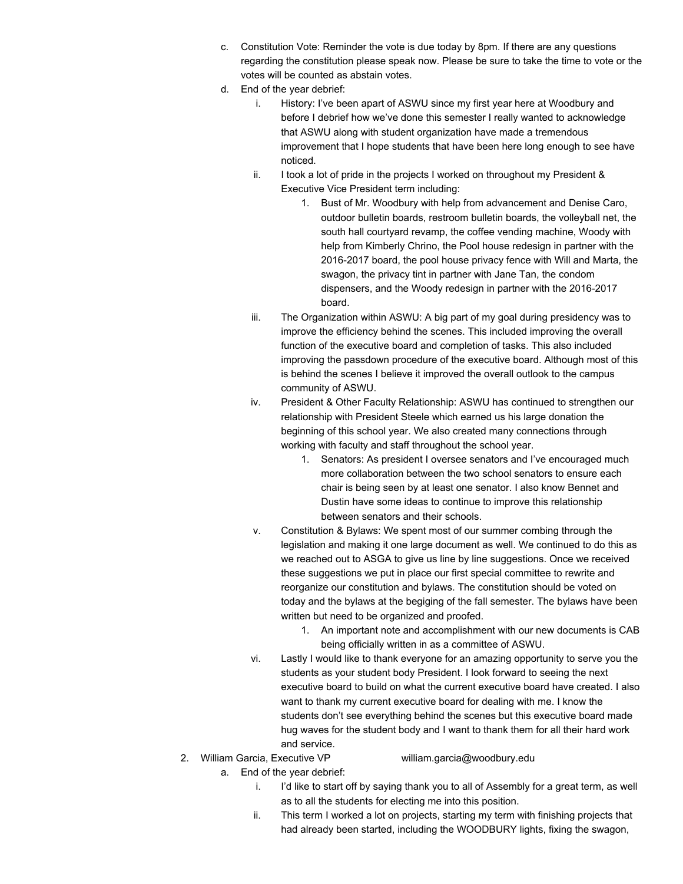c. Constitution Vote: Reminder the vote is due today by 8pm. If there are any questions regarding the constitution please speak now. Please be sure to take the time to vote or the votes will be counted as abstain votes.

d. End of the year debrief:

   i. History: I've been apart of ASWU since my first year here at Woodbury and before I debrief how we've done this semester I really wanted to acknowledge that ASWU along with student organization have made a tremendous improvement that I hope students that have been here long enough to see have noticed.

   ii. I took a lot of pride in the projects I worked on throughout my President & Executive Vice President term including:

      1. Bust of Mr. Woodbury with help from advancement and Denise Caro, outdoor bulletin boards, restroom bulletin boards, the volleyball net, the south hall courtyard revamp, the coffee vending machine, Woody with help from Kimberly Chrino, the Pool house redesign in partner with the 2016-2017 board, the pool house privacy fence with Will and Marta, the swagon, the privacy tint in partner with Jane Tan, the condom dispensers, and the Woody redesign in partner with the 2016-2017 board.

   iii. The Organization within ASWU: A big part of my goal during presidency was to improve the efficiency behind the scenes. This included improving the overall function of the executive board and completion of tasks. This also included improving the passdown procedure of the executive board. Although most of this is behind the scenes I believe it improved the overall outlook to the campus community of ASWU.

   iv. President & Other Faculty Relationship: ASWU has continued to strengthen our relationship with President Steele which earned us his large donation the beginning of this school year. We also created many connections through working with faculty and staff throughout the school year.

      1. Senators: As president I oversee senators and I've encouraged much more collaboration between the two school senators to ensure each chair is being seen by at least one senator. I also know Bennet and Dustin have some ideas to continue to improve this relationship between senators and their schools.

   v. Constitution & Bylaws: We spent most of our summer combing through the legislation and making it one large document as well. We continued to do this as we reached out to ASGA to give us line by line suggestions. Once we received these suggestions we put in place our first special committee to rewrite and reorganize our constitution and bylaws. The constitution should be voted on today and the bylaws at the begiging of the fall semester. The bylaws have been written but need to be organized and proofed.

      1. An important note and accomplishment with our new documents is CAB being officially written in as a committee of ASWU.

   vi. Lastly I would like to thank everyone for an amazing opportunity to serve you the students as your student body President. I look forward to seeing the next executive board to build on what the current executive board have created. I also want to thank my current executive board for dealing with me. I know the students don't see everything behind the scenes but this executive board made hug waves for the student body and I want to thank them for all their hard work and service.

2. William Garcia, Executive VP william.garcia@woodbury.edu

   a. End of the year debrief:

      i. I'd like to start off by saying thank you to all of Assembly for a great term, as well as to all the students for electing me into this position.

      ii. This term I worked a lot on projects, starting my term with finishing projects that had already been started, including the WOODBURY lights, fixing the swagon,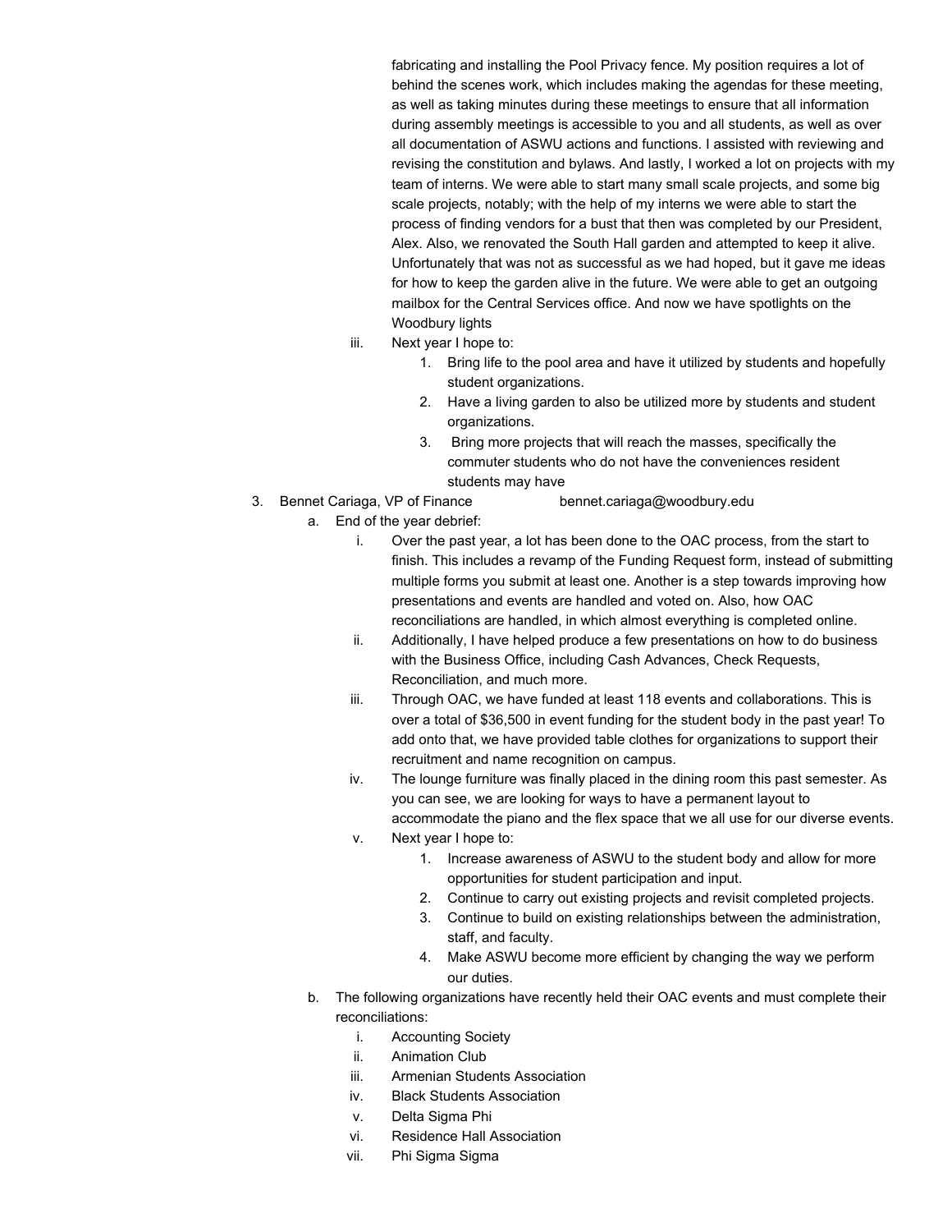fabricating and installing the Pool Privacy fence. My position requires a lot of behind the scenes work, which includes making the agendas for these meeting, as well as taking minutes during these meetings to ensure that all information during assembly meetings is accessible to you and all students, as well as over all documentation of ASWU actions and functions. I assisted with reviewing and revising the constitution and bylaws. And lastly, I worked a lot on projects with my team of interns. We were able to start many small scale projects, and some big scale projects, notably; with the help of my interns we were able to start the process of finding vendors for a bust that then was completed by our President, Alex. Also, we renovated the South Hall garden and attempted to keep it alive. Unfortunately that was not as successful as we had hoped, but it gave me ideas for how to keep the garden alive in the future. We were able to get an outgoing mailbox for the Central Services office. And now we have spotlights on the Woodbury lights

   iii. Next year I hope to:
      1. Bring life to the pool area and have it utilized by students and hopefully student organizations.
      2. Have a living garden to also be utilized more by students and student organizations.
      3. Bring more projects that will reach the masses, specifically the commuter students who do not have the conveniences resident students may have

3. Bennet Cariaga, VP of Finance bennet.cariaga@woodbury.edu
   a. End of the year debrief:
      i. Over the past year, a lot has been done to the OAC process, from the start to finish. This includes a revamp of the Funding Request form, instead of submitting multiple forms you submit at least one. Another is a step towards improving how presentations and events are handled and voted on. Also, how OAC reconciliations are handled, in which almost everything is completed online.
      ii. Additionally, I have helped produce a few presentations on how to do business with the Business Office, including Cash Advances, Check Requests, Reconciliation, and much more.
      iii. Through OAC, we have funded at least 118 events and collaborations. This is over a total of $36,500 in event funding for the student body in the past year! To add onto that, we have provided table clothes for organizations to support their recruitment and name recognition on campus.
      iv. The lounge furniture was finally placed in the dining room this past semester. As you can see, we are looking for ways to have a permanent layout to accommodate the piano and the flex space that we all use for our diverse events.
      v. Next year I hope to:
         1. Increase awareness of ASWU to the student body and allow for more opportunities for student participation and input.
         2. Continue to carry out existing projects and revisit completed projects.
         3. Continue to build on existing relationships between the administration, staff, and faculty.
         4. Make ASWU become more efficient by changing the way we perform our duties.
   b. The following organizations have recently held their OAC events and must complete their reconciliations:
      i. Accounting Society
      ii. Animation Club
      iii. Armenian Students Association
      iv. Black Students Association
      v. Delta Sigma Phi
      vi. Residence Hall Association
      vii. Phi Sigma Sigma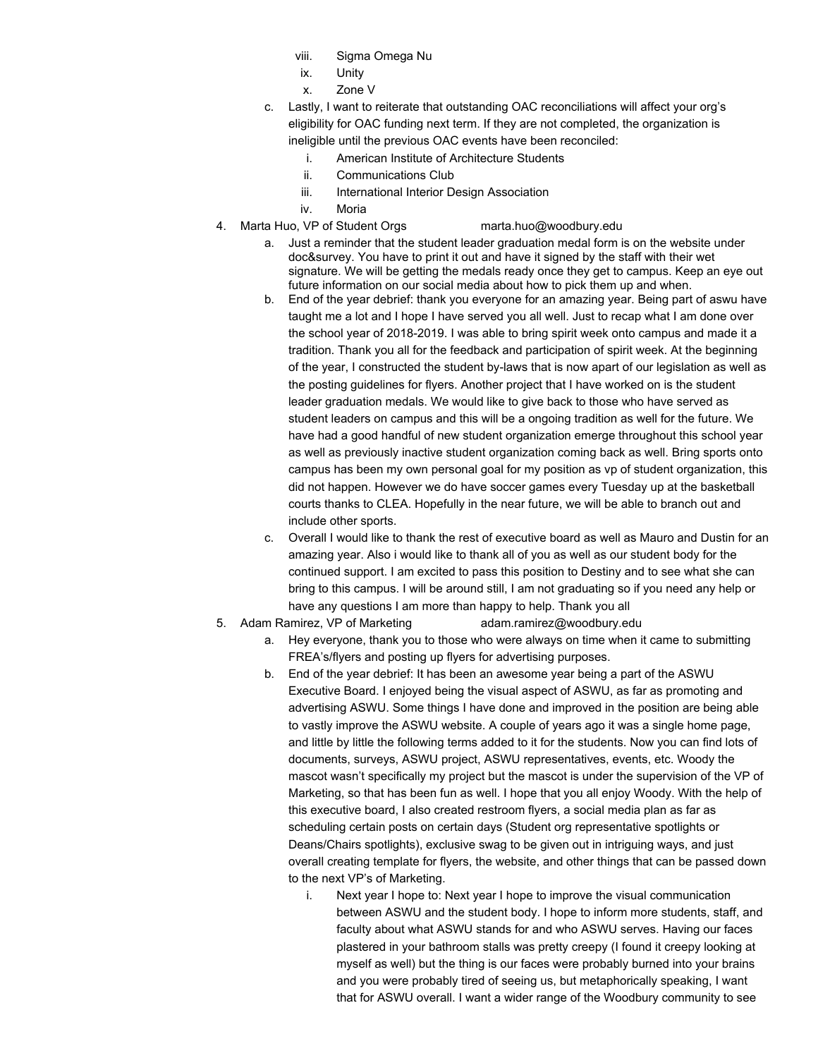- viii. Sigma Omega Nu
- ix. Unity
- x. Zone V

c. Lastly, I want to reiterate that outstanding OAC reconciliations will affect your org's eligibility for OAC funding next term. If they are not completed, the organization is ineligible until the previous OAC events have been reconciled:

- i. American Institute of Architecture Students
- ii. Communications Club
- iii. International Interior Design Association
- iv. Moria

4. Marta Huo, VP of Student Orgs marta.huo@woodbury.edu

a. Just a reminder that the student leader graduation medal form is on the website under doc&survey. You have to print it out and have it signed by the staff with their wet signature. We will be getting the medals ready once they get to campus. Keep an eye out future information on our social media about how to pick them up and when.

b. End of the year debrief: thank you everyone for an amazing year. Being part of aswu have taught me a lot and I hope I have served you all well. Just to recap what I am done over the school year of 2018-2019. I was able to bring spirit week onto campus and made it a tradition. Thank you all for the feedback and participation of spirit week. At the beginning of the year, I constructed the student by-laws that is now apart of our legislation as well as the posting guidelines for flyers. Another project that I have worked on is the student leader graduation medals. We would like to give back to those who have served as student leaders on campus and this will be a ongoing tradition as well for the future. We have had a good handful of new student organization emerge throughout this school year as well as previously inactive student organization coming back as well. Bring sports onto campus has been my own personal goal for my position as vp of student organization, this did not happen. However we do have soccer games every Tuesday up at the basketball courts thanks to CLEA. Hopefully in the near future, we will be able to branch out and include other sports.

c. Overall I would like to thank the rest of executive board as well as Mauro and Dustin for an amazing year. Also i would like to thank all of you as well as our student body for the continued support. I am excited to pass this position to Destiny and to see what she can bring to this campus. I will be around still, I am not graduating so if you need any help or have any questions I am more than happy to help. Thank you all

5. Adam Ramirez, VP of Marketing adam.ramirez@woodbury.edu

a. Hey everyone, thank you to those who were always on time when it came to submitting FREA's/flyers and posting up flyers for advertising purposes.

b. End of the year debrief: It has been an awesome year being a part of the ASWU Executive Board. I enjoyed being the visual aspect of ASWU, as far as promoting and advertising ASWU. Some things I have done and improved in the position are being able to vastly improve the ASWU website. A couple of years ago it was a single home page, and little by little the following terms added to it for the students. Now you can find lots of documents, surveys, ASWU project, ASWU representatives, events, etc. Woody the mascot wasn't specifically my project but the mascot is under the supervision of the VP of Marketing, so that has been fun as well. I hope that you all enjoy Woody. With the help of this executive board, I also created restroom flyers, a social media plan as far as scheduling certain posts on certain days (Student org representative spotlights or Deans/Chairs spotlights), exclusive swag to be given out in intriguing ways, and just overall creating template for flyers, the website, and other things that can be passed down to the next VP's of Marketing.

i. Next year I hope to: Next year I hope to improve the visual communication between ASWU and the student body. I hope to inform more students, staff, and faculty about what ASWU stands for and who ASWU serves. Having our faces plastered in your bathroom stalls was pretty creepy (I found it creepy looking at myself as well) but the thing is our faces were probably burned into your brains and you were probably tired of seeing us, but metaphorically speaking, I want that for ASWU overall. I want a wider range of the Woodbury community to see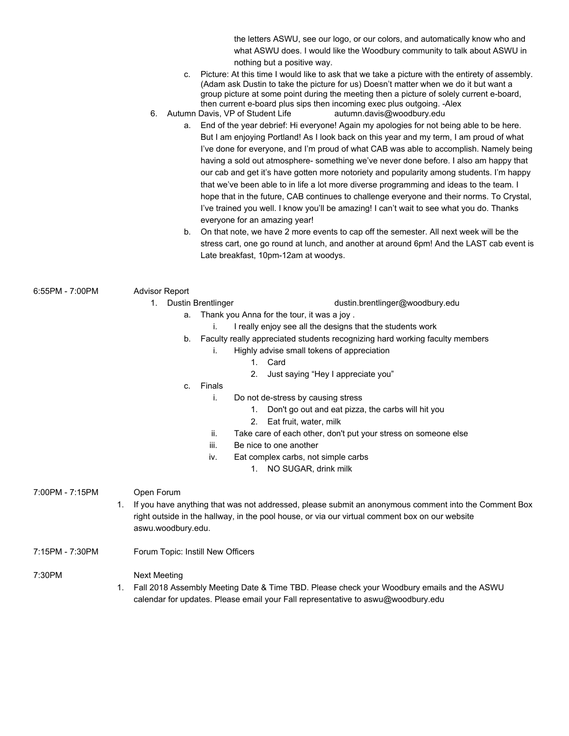the letters ASWU, see our logo, or our colors, and automatically know who and what ASWU does. I would like the Woodbury community to talk about ASWU in nothing but a positive way.

   c. Picture: At this time I would like to ask that we take a picture with the entirety of assembly. (Adam ask Dustin to take the picture for us) Doesn't matter when we do it but want a group picture at some point during the meeting then a picture of solely current e-board, then current e-board plus sips then incoming exec plus outgoing. -Alex

6. Autumn Davis, VP of Student Life autumn.davis@woodbury.edu
   a. End of the year debrief: Hi everyone! Again my apologies for not being able to be here. But I am enjoying Portland! As I look back on this year and my term, I am proud of what I've done for everyone, and I'm proud of what CAB was able to accomplish. Namely being having a sold out atmosphere- something we've never done before. I also am happy that our cab and get it's have gotten more notoriety and popularity among students. I'm happy that we've been able to in life a lot more diverse programming and ideas to the team. I hope that in the future, CAB continues to challenge everyone and their norms. To Crystal, I've trained you well. I know you'll be amazing! I can't wait to see what you do. Thanks everyone for an amazing year!
   b. On that note, we have 2 more events to cap off the semester. All next week will be the stress cart, one go round at lunch, and another at around 6pm! And the LAST cab event is Late breakfast, 10pm-12am at woodys.

6:55PM - 7:00PM Advisor Report

1. Dustin Brentlinger dustin.brentlinger@woodbury.edu
   a. Thank you Anna for the tour, it was a joy .
      i. I really enjoy see all the designs that the students work
   b. Faculty really appreciated students recognizing hard working faculty members
      i. Highly advise small tokens of appreciation
         1. Card
         2. Just saying "Hey I appreciate you"
   c. Finals
      i. Do not de-stress by causing stress
         1. Don't go out and eat pizza, the carbs will hit you
         2. Eat fruit, water, milk
      ii. Take care of each other, don't put your stress on someone else
      iii. Be nice to one another
      iv. Eat complex carbs, not simple carbs
         1. NO SUGAR, drink milk

7:00PM - 7:15PM Open Forum

1. If you have anything that was not addressed, please submit an anonymous comment into the Comment Box right outside in the hallway, in the pool house, or via our virtual comment box on our website aswu.woodbury.edu.

7:15PM - 7:30PM Forum Topic: Instill New Officers

7:30PM Next Meeting

1. Fall 2018 Assembly Meeting Date & Time TBD. Please check your Woodbury emails and the ASWU calendar for updates. Please email your Fall representative to aswu@woodbury.edu